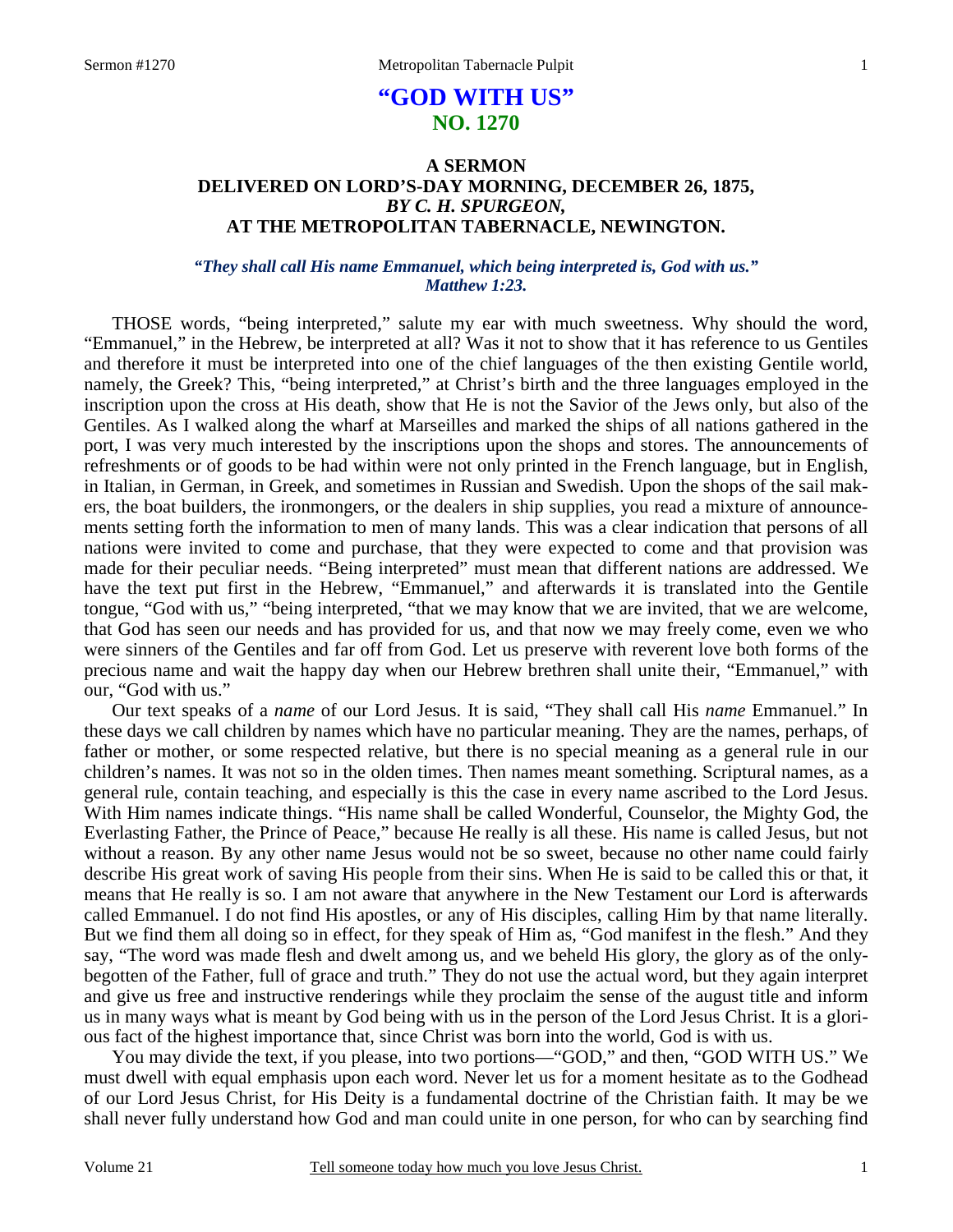# "GOD WITH US"
## NO. 1270

### A SERMON
### DELIVERED ON LORD'S-DAY MORNING, DECEMBER 26, 1875,
### *BY C. H. SPURGEON,*
### AT THE METROPOLITAN TABERNACLE, NEWINGTON.

***"They shall call His name Emmanuel, which being interpreted is, God with us." Matthew 1:23.***

THOSE words, "being interpreted," salute my ear with much sweetness. Why should the word, "Emmanuel," in the Hebrew, be interpreted at all? Was it not to show that it has reference to us Gentiles and therefore it must be interpreted into one of the chief languages of the then existing Gentile world, namely, the Greek? This, "being interpreted," at Christ's birth and the three languages employed in the inscription upon the cross at His death, show that He is not the Savior of the Jews only, but also of the Gentiles. As I walked along the wharf at Marseilles and marked the ships of all nations gathered in the port, I was very much interested by the inscriptions upon the shops and stores. The announcements of refreshments or of goods to be had within were not only printed in the French language, but in English, in Italian, in German, in Greek, and sometimes in Russian and Swedish. Upon the shops of the sail makers, the boat builders, the ironmongers, or the dealers in ship supplies, you read a mixture of announcements setting forth the information to men of many lands. This was a clear indication that persons of all nations were invited to come and purchase, that they were expected to come and that provision was made for their peculiar needs. "Being interpreted" must mean that different nations are addressed. We have the text put first in the Hebrew, "Emmanuel," and afterwards it is translated into the Gentile tongue, "God with us," "being interpreted, "that we may know that we are invited, that we are welcome, that God has seen our needs and has provided for us, and that now we may freely come, even we who were sinners of the Gentiles and far off from God. Let us preserve with reverent love both forms of the precious name and wait the happy day when our Hebrew brethren shall unite their, "Emmanuel," with our, "God with us."

Our text speaks of a *name* of our Lord Jesus. It is said, "They shall call His *name* Emmanuel." In these days we call children by names which have no particular meaning. They are the names, perhaps, of father or mother, or some respected relative, but there is no special meaning as a general rule in our children's names. It was not so in the olden times. Then names meant something. Scriptural names, as a general rule, contain teaching, and especially is this the case in every name ascribed to the Lord Jesus. With Him names indicate things. "His name shall be called Wonderful, Counselor, the Mighty God, the Everlasting Father, the Prince of Peace," because He really is all these. His name is called Jesus, but not without a reason. By any other name Jesus would not be so sweet, because no other name could fairly describe His great work of saving His people from their sins. When He is said to be called this or that, it means that He really is so. I am not aware that anywhere in the New Testament our Lord is afterwards called Emmanuel. I do not find His apostles, or any of His disciples, calling Him by that name literally. But we find them all doing so in effect, for they speak of Him as, "God manifest in the flesh." And they say, "The word was made flesh and dwelt among us, and we beheld His glory, the glory as of the only-begotten of the Father, full of grace and truth." They do not use the actual word, but they again interpret and give us free and instructive renderings while they proclaim the sense of the august title and inform us in many ways what is meant by God being with us in the person of the Lord Jesus Christ. It is a glorious fact of the highest importance that, since Christ was born into the world, God is with us.

You may divide the text, if you please, into two portions—"GOD," and then, "GOD WITH US." We must dwell with equal emphasis upon each word. Never let us for a moment hesitate as to the Godhead of our Lord Jesus Christ, for His Deity is a fundamental doctrine of the Christian faith. It may be we shall never fully understand how God and man could unite in one person, for who can by searching find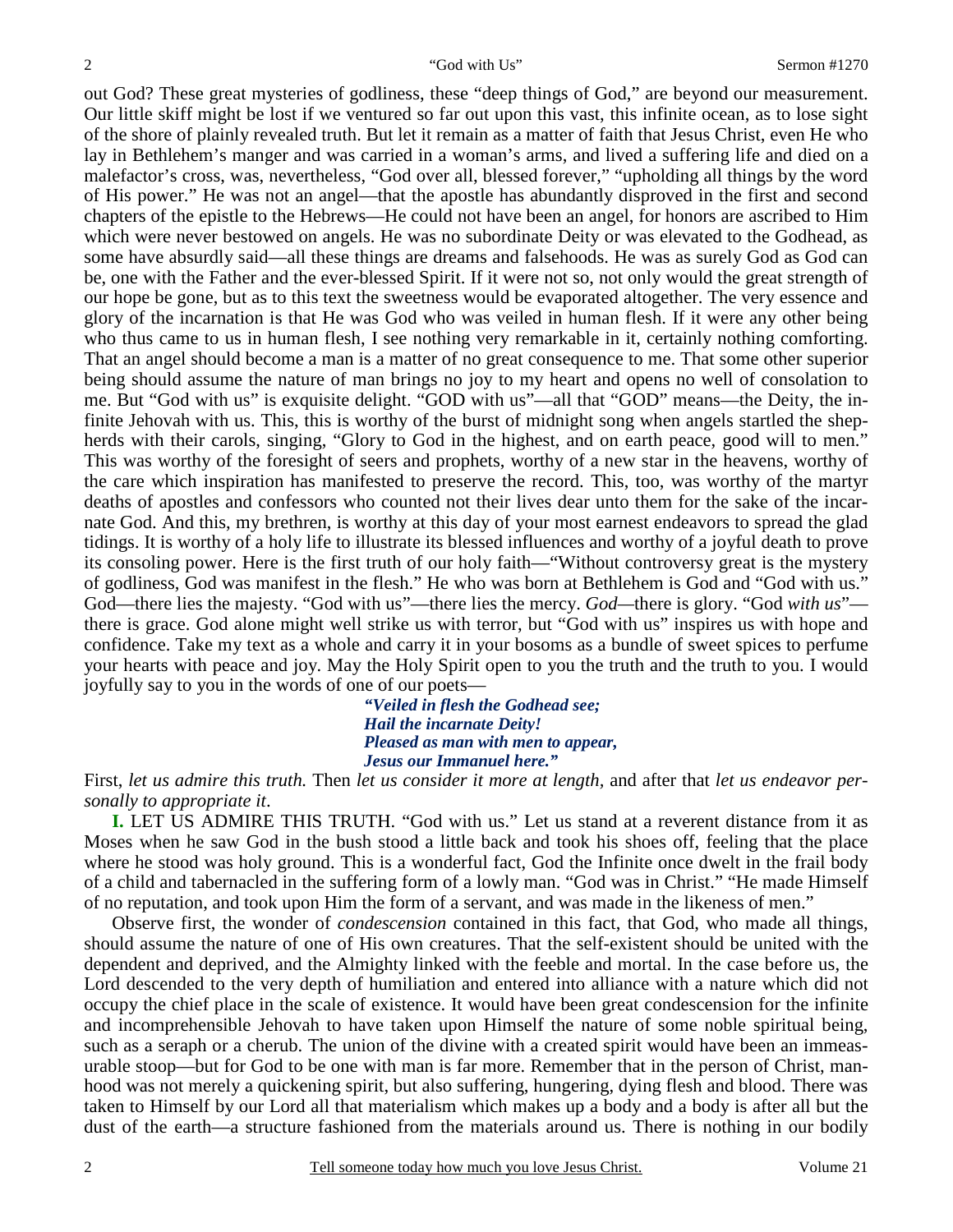out God? These great mysteries of godliness, these "deep things of God," are beyond our measurement. Our little skiff might be lost if we ventured so far out upon this vast, this infinite ocean, as to lose sight of the shore of plainly revealed truth. But let it remain as a matter of faith that Jesus Christ, even He who lay in Bethlehem's manger and was carried in a woman's arms, and lived a suffering life and died on a malefactor's cross, was, nevertheless, "God over all, blessed forever," "upholding all things by the word of His power." He was not an angel—that the apostle has abundantly disproved in the first and second chapters of the epistle to the Hebrews—He could not have been an angel, for honors are ascribed to Him which were never bestowed on angels. He was no subordinate Deity or was elevated to the Godhead, as some have absurdly said—all these things are dreams and falsehoods. He was as surely God as God can be, one with the Father and the ever-blessed Spirit. If it were not so, not only would the great strength of our hope be gone, but as to this text the sweetness would be evaporated altogether. The very essence and glory of the incarnation is that He was God who was veiled in human flesh. If it were any other being who thus came to us in human flesh, I see nothing very remarkable in it, certainly nothing comforting. That an angel should become a man is a matter of no great consequence to me. That some other superior being should assume the nature of man brings no joy to my heart and opens no well of consolation to me. But "God with us" is exquisite delight. "GOD with us"—all that "GOD" means—the Deity, the infinite Jehovah with us. This, this is worthy of the burst of midnight song when angels startled the shepherds with their carols, singing, "Glory to God in the highest, and on earth peace, good will to men." This was worthy of the foresight of seers and prophets, worthy of a new star in the heavens, worthy of the care which inspiration has manifested to preserve the record. This, too, was worthy of the martyr deaths of apostles and confessors who counted not their lives dear unto them for the sake of the incarnate God. And this, my brethren, is worthy at this day of your most earnest endeavors to spread the glad tidings. It is worthy of a holy life to illustrate its blessed influences and worthy of a joyful death to prove its consoling power. Here is the first truth of our holy faith—"Without controversy great is the mystery of godliness, God was manifest in the flesh." He who was born at Bethlehem is God and "God with us." God—there lies the majesty. "God with us"—there lies the mercy. *God*—there is glory. "God *with us*"—there is grace. God alone might well strike us with terror, but "God with us" inspires us with hope and confidence. Take my text as a whole and carry it in your bosoms as a bundle of sweet spices to perfume your hearts with peace and joy. May the Holy Spirit open to you the truth and the truth to you. I would joyfully say to you in the words of one of our poets—

> ***"Veiled in flesh the Godhead see;***
> ***Hail the incarnate Deity!***
> ***Pleased as man with men to appear,***
> ***Jesus our Immanuel here."***

First, *let us admire this truth.* Then *let us consider it more at length,* and after that *let us endeavor personally to appropriate it*.

**I.** LET US ADMIRE THIS TRUTH. "God with us." Let us stand at a reverent distance from it as Moses when he saw God in the bush stood a little back and took his shoes off, feeling that the place where he stood was holy ground. This is a wonderful fact, God the Infinite once dwelt in the frail body of a child and tabernacled in the suffering form of a lowly man. "God was in Christ." "He made Himself of no reputation, and took upon Him the form of a servant, and was made in the likeness of men."

Observe first, the wonder of *condescension* contained in this fact, that God, who made all things, should assume the nature of one of His own creatures. That the self-existent should be united with the dependent and deprived, and the Almighty linked with the feeble and mortal. In the case before us, the Lord descended to the very depth of humiliation and entered into alliance with a nature which did not occupy the chief place in the scale of existence. It would have been great condescension for the infinite and incomprehensible Jehovah to have taken upon Himself the nature of some noble spiritual being, such as a seraph or a cherub. The union of the divine with a created spirit would have been an immeasurable stoop—but for God to be one with man is far more. Remember that in the person of Christ, manhood was not merely a quickening spirit, but also suffering, hungering, dying flesh and blood. There was taken to Himself by our Lord all that materialism which makes up a body and a body is after all but the dust of the earth—a structure fashioned from the materials around us. There is nothing in our bodily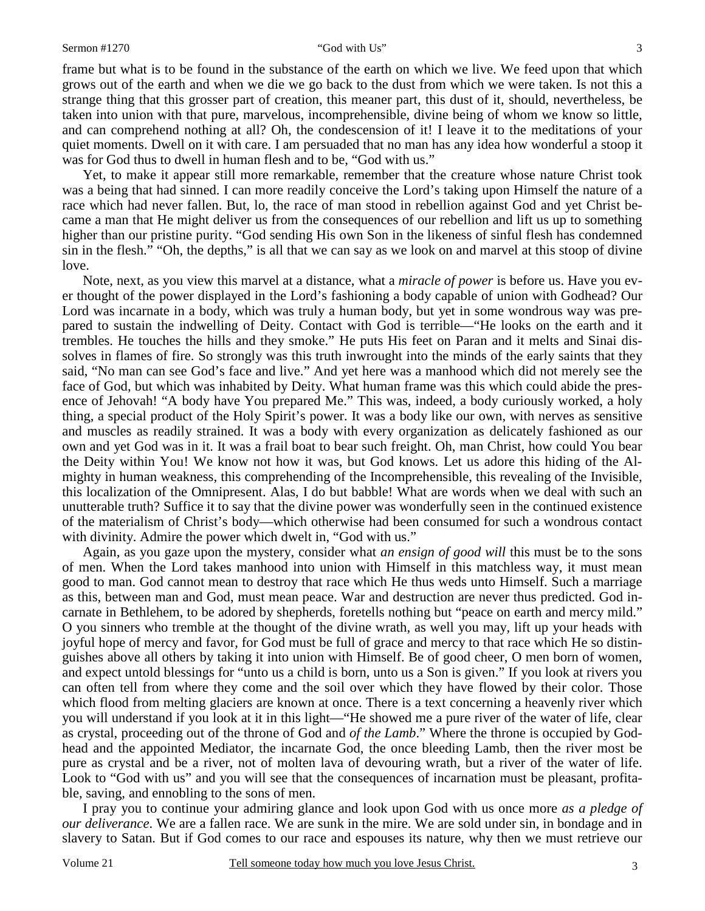frame but what is to be found in the substance of the earth on which we live. We feed upon that which grows out of the earth and when we die we go back to the dust from which we were taken. Is not this a strange thing that this grosser part of creation, this meaner part, this dust of it, should, nevertheless, be taken into union with that pure, marvelous, incomprehensible, divine being of whom we know so little, and can comprehend nothing at all? Oh, the condescension of it! I leave it to the meditations of your quiet moments. Dwell on it with care. I am persuaded that no man has any idea how wonderful a stoop it was for God thus to dwell in human flesh and to be, "God with us."

Yet, to make it appear still more remarkable, remember that the creature whose nature Christ took was a being that had sinned. I can more readily conceive the Lord's taking upon Himself the nature of a race which had never fallen. But, lo, the race of man stood in rebellion against God and yet Christ became a man that He might deliver us from the consequences of our rebellion and lift us up to something higher than our pristine purity. "God sending His own Son in the likeness of sinful flesh has condemned sin in the flesh." "Oh, the depths," is all that we can say as we look on and marvel at this stoop of divine love.

Note, next, as you view this marvel at a distance, what a *miracle of power* is before us. Have you ever thought of the power displayed in the Lord's fashioning a body capable of union with Godhead? Our Lord was incarnate in a body, which was truly a human body, but yet in some wondrous way was prepared to sustain the indwelling of Deity. Contact with God is terrible—"He looks on the earth and it trembles. He touches the hills and they smoke." He puts His feet on Paran and it melts and Sinai dissolves in flames of fire. So strongly was this truth inwrought into the minds of the early saints that they said, "No man can see God's face and live." And yet here was a manhood which did not merely see the face of God, but which was inhabited by Deity. What human frame was this which could abide the presence of Jehovah! "A body have You prepared Me." This was, indeed, a body curiously worked, a holy thing, a special product of the Holy Spirit's power. It was a body like our own, with nerves as sensitive and muscles as readily strained. It was a body with every organization as delicately fashioned as our own and yet God was in it. It was a frail boat to bear such freight. Oh, man Christ, how could You bear the Deity within You! We know not how it was, but God knows. Let us adore this hiding of the Almighty in human weakness, this comprehending of the Incomprehensible, this revealing of the Invisible, this localization of the Omnipresent. Alas, I do but babble! What are words when we deal with such an unutterable truth? Suffice it to say that the divine power was wonderfully seen in the continued existence of the materialism of Christ's body—which otherwise had been consumed for such a wondrous contact with divinity. Admire the power which dwelt in, "God with us."

Again, as you gaze upon the mystery, consider what *an ensign of good will* this must be to the sons of men. When the Lord takes manhood into union with Himself in this matchless way, it must mean good to man. God cannot mean to destroy that race which He thus weds unto Himself. Such a marriage as this, between man and God, must mean peace. War and destruction are never thus predicted. God incarnate in Bethlehem, to be adored by shepherds, foretells nothing but "peace on earth and mercy mild." O you sinners who tremble at the thought of the divine wrath, as well you may, lift up your heads with joyful hope of mercy and favor, for God must be full of grace and mercy to that race which He so distinguishes above all others by taking it into union with Himself. Be of good cheer, O men born of women, and expect untold blessings for "unto us a child is born, unto us a Son is given." If you look at rivers you can often tell from where they come and the soil over which they have flowed by their color. Those which flood from melting glaciers are known at once. There is a text concerning a heavenly river which you will understand if you look at it in this light—"He showed me a pure river of the water of life, clear as crystal, proceeding out of the throne of God and *of the Lamb*." Where the throne is occupied by Godhead and the appointed Mediator, the incarnate God, the once bleeding Lamb, then the river most be pure as crystal and be a river, not of molten lava of devouring wrath, but a river of the water of life. Look to "God with us" and you will see that the consequences of incarnation must be pleasant, profitable, saving, and ennobling to the sons of men.

I pray you to continue your admiring glance and look upon God with us once more *as a pledge of our deliverance*. We are a fallen race. We are sunk in the mire. We are sold under sin, in bondage and in slavery to Satan. But if God comes to our race and espouses its nature, why then we must retrieve our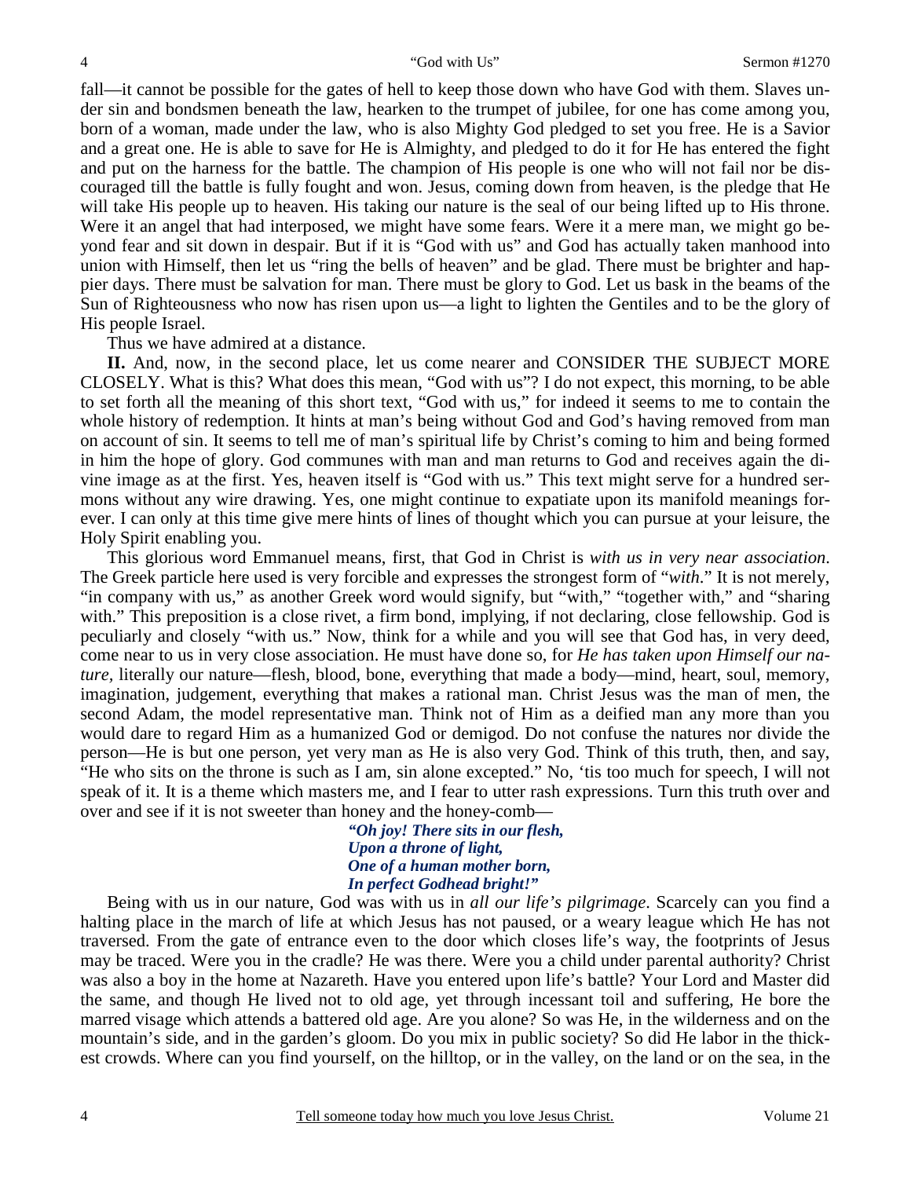fall—it cannot be possible for the gates of hell to keep those down who have God with them. Slaves under sin and bondsmen beneath the law, hearken to the trumpet of jubilee, for one has come among you, born of a woman, made under the law, who is also Mighty God pledged to set you free. He is a Savior and a great one. He is able to save for He is Almighty, and pledged to do it for He has entered the fight and put on the harness for the battle. The champion of His people is one who will not fail nor be discouraged till the battle is fully fought and won. Jesus, coming down from heaven, is the pledge that He will take His people up to heaven. His taking our nature is the seal of our being lifted up to His throne. Were it an angel that had interposed, we might have some fears. Were it a mere man, we might go beyond fear and sit down in despair. But if it is "God with us" and God has actually taken manhood into union with Himself, then let us "ring the bells of heaven" and be glad. There must be brighter and happier days. There must be salvation for man. There must be glory to God. Let us bask in the beams of the Sun of Righteousness who now has risen upon us—a light to lighten the Gentiles and to be the glory of His people Israel.

Thus we have admired at a distance.

**II.** And, now, in the second place, let us come nearer and CONSIDER THE SUBJECT MORE CLOSELY. What is this? What does this mean, "God with us"? I do not expect, this morning, to be able to set forth all the meaning of this short text, "God with us," for indeed it seems to me to contain the whole history of redemption. It hints at man's being without God and God's having removed from man on account of sin. It seems to tell me of man's spiritual life by Christ's coming to him and being formed in him the hope of glory. God communes with man and man returns to God and receives again the divine image as at the first. Yes, heaven itself is "God with us." This text might serve for a hundred sermons without any wire drawing. Yes, one might continue to expatiate upon its manifold meanings forever. I can only at this time give mere hints of lines of thought which you can pursue at your leisure, the Holy Spirit enabling you.

This glorious word Emmanuel means, first, that God in Christ is *with us in very near association*. The Greek particle here used is very forcible and expresses the strongest form of "*with*." It is not merely, "in company with us," as another Greek word would signify, but "with," "together with," and "sharing with." This preposition is a close rivet, a firm bond, implying, if not declaring, close fellowship. God is peculiarly and closely "with us." Now, think for a while and you will see that God has, in very deed, come near to us in very close association. He must have done so, for *He has taken upon Himself our nature,* literally our nature—flesh, blood, bone, everything that made a body—mind, heart, soul, memory, imagination, judgement, everything that makes a rational man. Christ Jesus was the man of men, the second Adam, the model representative man. Think not of Him as a deified man any more than you would dare to regard Him as a humanized God or demigod. Do not confuse the natures nor divide the person—He is but one person, yet very man as He is also very God. Think of this truth, then, and say, "He who sits on the throne is such as I am, sin alone excepted." No, 'tis too much for speech, I will not speak of it. It is a theme which masters me, and I fear to utter rash expressions. Turn this truth over and over and see if it is not sweeter than honey and the honey-comb—

> ***"Oh joy! There sits in our flesh,***
> ***Upon a throne of light,***
> ***One of a human mother born,***
> ***In perfect Godhead bright!"***

Being with us in our nature, God was with us in *all our life's pilgrimage*. Scarcely can you find a halting place in the march of life at which Jesus has not paused, or a weary league which He has not traversed. From the gate of entrance even to the door which closes life's way, the footprints of Jesus may be traced. Were you in the cradle? He was there. Were you a child under parental authority? Christ was also a boy in the home at Nazareth. Have you entered upon life's battle? Your Lord and Master did the same, and though He lived not to old age, yet through incessant toil and suffering, He bore the marred visage which attends a battered old age. Are you alone? So was He, in the wilderness and on the mountain's side, and in the garden's gloom. Do you mix in public society? So did He labor in the thickest crowds. Where can you find yourself, on the hilltop, or in the valley, on the land or on the sea, in the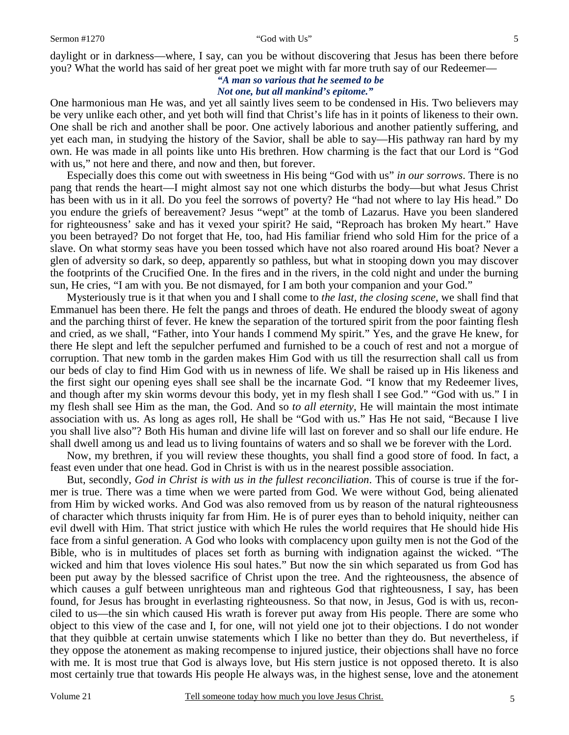daylight or in darkness—where, I say, can you be without discovering that Jesus has been there before you? What the world has said of her great poet we might with far more truth say of our Redeemer—

> ***"A man so various that he seemed to be***
> ***Not one, but all mankind's epitome."***

One harmonious man He was, and yet all saintly lives seem to be condensed in His. Two believers may be very unlike each other, and yet both will find that Christ's life has in it points of likeness to their own. One shall be rich and another shall be poor. One actively laborious and another patiently suffering, and yet each man, in studying the history of the Savior, shall be able to say—His pathway ran hard by my own. He was made in all points like unto His brethren. How charming is the fact that our Lord is "God with us," not here and there, and now and then, but forever.

Especially does this come out with sweetness in His being "God with us" *in our sorrows*. There is no pang that rends the heart—I might almost say not one which disturbs the body—but what Jesus Christ has been with us in it all. Do you feel the sorrows of poverty? He "had not where to lay His head." Do you endure the griefs of bereavement? Jesus "wept" at the tomb of Lazarus. Have you been slandered for righteousness' sake and has it vexed your spirit? He said, "Reproach has broken My heart." Have you been betrayed? Do not forget that He, too, had His familiar friend who sold Him for the price of a slave. On what stormy seas have you been tossed which have not also roared around His boat? Never a glen of adversity so dark, so deep, apparently so pathless, but what in stooping down you may discover the footprints of the Crucified One. In the fires and in the rivers, in the cold night and under the burning sun, He cries, "I am with you. Be not dismayed, for I am both your companion and your God."

Mysteriously true is it that when you and I shall come to *the last, the closing scene*, we shall find that Emmanuel has been there. He felt the pangs and throes of death. He endured the bloody sweat of agony and the parching thirst of fever. He knew the separation of the tortured spirit from the poor fainting flesh and cried, as we shall, "Father, into Your hands I commend My spirit." Yes, and the grave He knew, for there He slept and left the sepulcher perfumed and furnished to be a couch of rest and not a morgue of corruption. That new tomb in the garden makes Him God with us till the resurrection shall call us from our beds of clay to find Him God with us in newness of life. We shall be raised up in His likeness and the first sight our opening eyes shall see shall be the incarnate God. "I know that my Redeemer lives, and though after my skin worms devour this body, yet in my flesh shall I see God." "God with us." I in my flesh shall see Him as the man, the God. And so *to all eternity,* He will maintain the most intimate association with us. As long as ages roll, He shall be "God with us." Has He not said, "Because I live you shall live also"? Both His human and divine life will last on forever and so shall our life endure. He shall dwell among us and lead us to living fountains of waters and so shall we be forever with the Lord.

Now, my brethren, if you will review these thoughts, you shall find a good store of food. In fact, a feast even under that one head. God in Christ is with us in the nearest possible association.

But, secondly, *God in Christ is with us in the fullest reconciliation*. This of course is true if the former is true. There was a time when we were parted from God. We were without God, being alienated from Him by wicked works. And God was also removed from us by reason of the natural righteousness of character which thrusts iniquity far from Him. He is of purer eyes than to behold iniquity, neither can evil dwell with Him. That strict justice with which He rules the world requires that He should hide His face from a sinful generation. A God who looks with complacency upon guilty men is not the God of the Bible, who is in multitudes of places set forth as burning with indignation against the wicked. "The wicked and him that loves violence His soul hates." But now the sin which separated us from God has been put away by the blessed sacrifice of Christ upon the tree. And the righteousness, the absence of which causes a gulf between unrighteous man and righteous God that righteousness, I say, has been found, for Jesus has brought in everlasting righteousness. So that now, in Jesus, God is with us, reconciled to us—the sin which caused His wrath is forever put away from His people. There are some who object to this view of the case and I, for one, will not yield one jot to their objections. I do not wonder that they quibble at certain unwise statements which I like no better than they do. But nevertheless, if they oppose the atonement as making recompense to injured justice, their objections shall have no force with me. It is most true that God is always love, but His stern justice is not opposed thereto. It is also most certainly true that towards His people He always was, in the highest sense, love and the atonement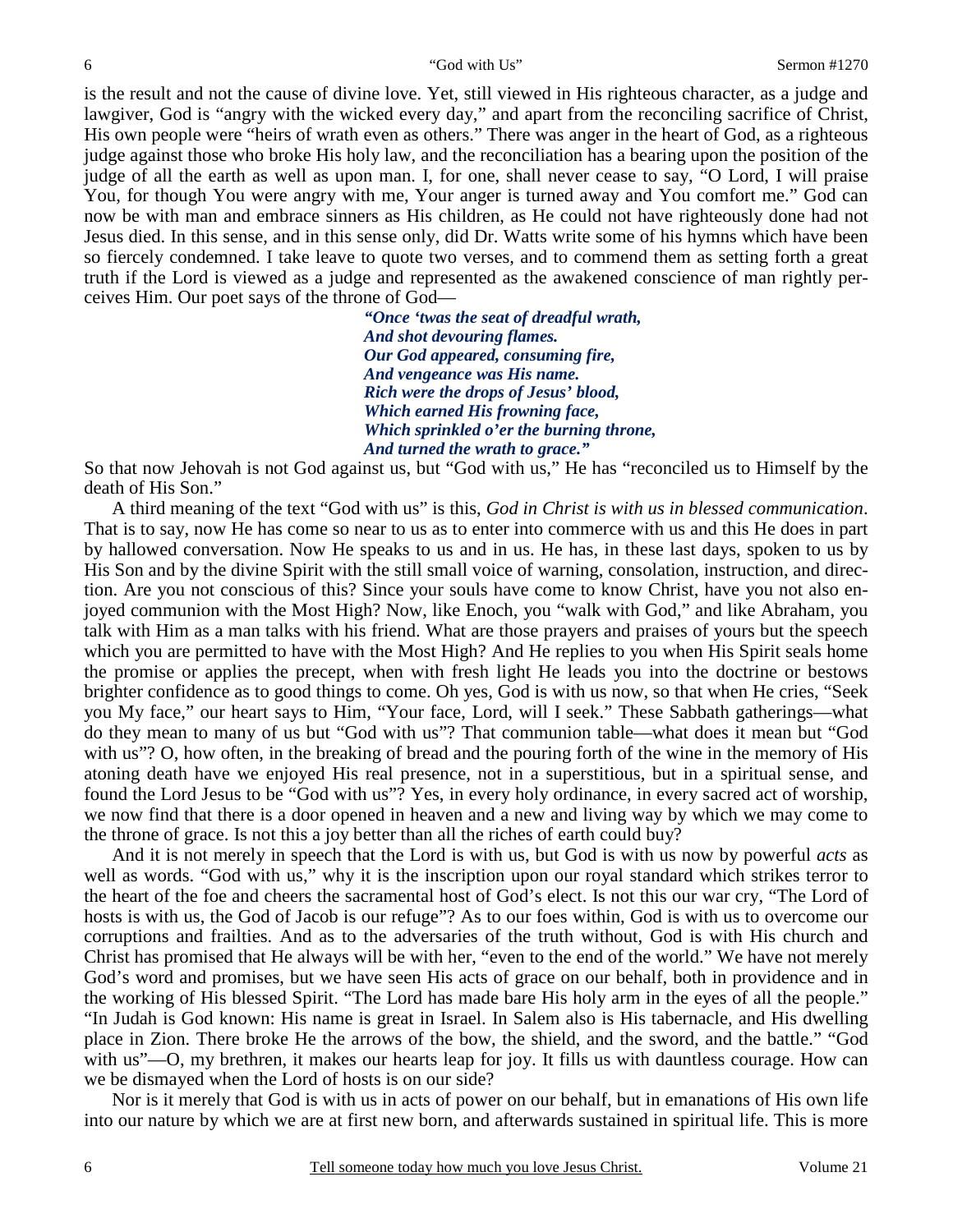is the result and not the cause of divine love. Yet, still viewed in His righteous character, as a judge and lawgiver, God is "angry with the wicked every day," and apart from the reconciling sacrifice of Christ, His own people were "heirs of wrath even as others." There was anger in the heart of God, as a righteous judge against those who broke His holy law, and the reconciliation has a bearing upon the position of the judge of all the earth as well as upon man. I, for one, shall never cease to say, "O Lord, I will praise You, for though You were angry with me, Your anger is turned away and You comfort me." God can now be with man and embrace sinners as His children, as He could not have righteously done had not Jesus died. In this sense, and in this sense only, did Dr. Watts write some of his hymns which have been so fiercely condemned. I take leave to quote two verses, and to commend them as setting forth a great truth if the Lord is viewed as a judge and represented as the awakened conscience of man rightly perceives Him. Our poet says of the throne of God—

> ***"Once 'twas the seat of dreadful wrath,***
> ***And shot devouring flames.***
> ***Our God appeared, consuming fire,***
> ***And vengeance was His name.***
> ***Rich were the drops of Jesus' blood,***
> ***Which earned His frowning face,***
> ***Which sprinkled o'er the burning throne,***
> ***And turned the wrath to grace."***

So that now Jehovah is not God against us, but "God with us," He has "reconciled us to Himself by the death of His Son."

A third meaning of the text "God with us" is this, *God in Christ is with us in blessed communication*. That is to say, now He has come so near to us as to enter into commerce with us and this He does in part by hallowed conversation. Now He speaks to us and in us. He has, in these last days, spoken to us by His Son and by the divine Spirit with the still small voice of warning, consolation, instruction, and direction. Are you not conscious of this? Since your souls have come to know Christ, have you not also enjoyed communion with the Most High? Now, like Enoch, you "walk with God," and like Abraham, you talk with Him as a man talks with his friend. What are those prayers and praises of yours but the speech which you are permitted to have with the Most High? And He replies to you when His Spirit seals home the promise or applies the precept, when with fresh light He leads you into the doctrine or bestows brighter confidence as to good things to come. Oh yes, God is with us now, so that when He cries, "Seek you My face," our heart says to Him, "Your face, Lord, will I seek." These Sabbath gatherings—what do they mean to many of us but "God with us"? That communion table—what does it mean but "God with us"? O, how often, in the breaking of bread and the pouring forth of the wine in the memory of His atoning death have we enjoyed His real presence, not in a superstitious, but in a spiritual sense, and found the Lord Jesus to be "God with us"? Yes, in every holy ordinance, in every sacred act of worship, we now find that there is a door opened in heaven and a new and living way by which we may come to the throne of grace. Is not this a joy better than all the riches of earth could buy?

And it is not merely in speech that the Lord is with us, but God is with us now by powerful *acts* as well as words. "God with us," why it is the inscription upon our royal standard which strikes terror to the heart of the foe and cheers the sacramental host of God's elect. Is not this our war cry, "The Lord of hosts is with us, the God of Jacob is our refuge"? As to our foes within, God is with us to overcome our corruptions and frailties. And as to the adversaries of the truth without, God is with His church and Christ has promised that He always will be with her, "even to the end of the world." We have not merely God's word and promises, but we have seen His acts of grace on our behalf, both in providence and in the working of His blessed Spirit. "The Lord has made bare His holy arm in the eyes of all the people." "In Judah is God known: His name is great in Israel. In Salem also is His tabernacle, and His dwelling place in Zion. There broke He the arrows of the bow, the shield, and the sword, and the battle." "God with us"—O, my brethren, it makes our hearts leap for joy. It fills us with dauntless courage. How can we be dismayed when the Lord of hosts is on our side?

Nor is it merely that God is with us in acts of power on our behalf, but in emanations of His own life into our nature by which we are at first new born, and afterwards sustained in spiritual life. This is more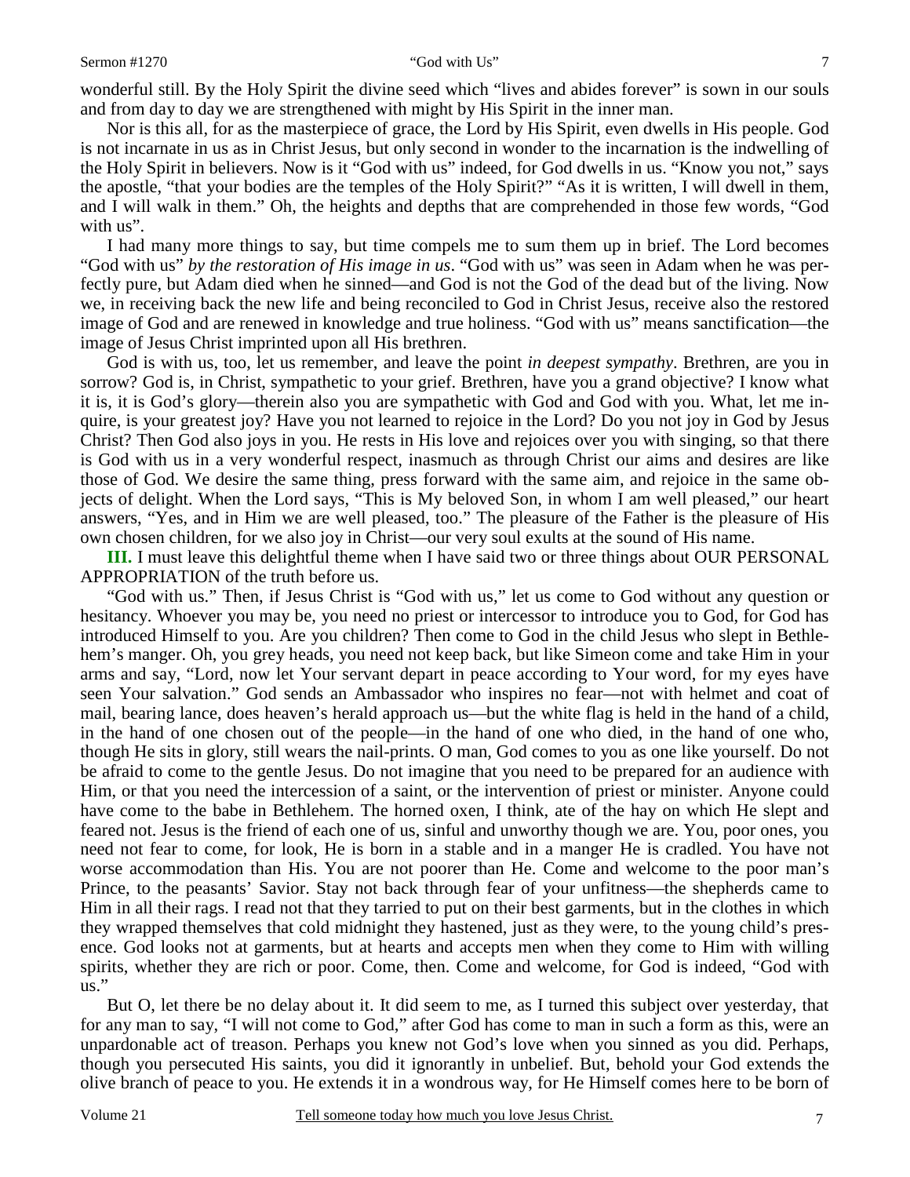wonderful still. By the Holy Spirit the divine seed which "lives and abides forever" is sown in our souls and from day to day we are strengthened with might by His Spirit in the inner man.

Nor is this all, for as the masterpiece of grace, the Lord by His Spirit, even dwells in His people. God is not incarnate in us as in Christ Jesus, but only second in wonder to the incarnation is the indwelling of the Holy Spirit in believers. Now is it "God with us" indeed, for God dwells in us. "Know you not," says the apostle, "that your bodies are the temples of the Holy Spirit?" "As it is written, I will dwell in them, and I will walk in them." Oh, the heights and depths that are comprehended in those few words, "God with us".

I had many more things to say, but time compels me to sum them up in brief. The Lord becomes "God with us" *by the restoration of His image in us*. "God with us" was seen in Adam when he was perfectly pure, but Adam died when he sinned—and God is not the God of the dead but of the living. Now we, in receiving back the new life and being reconciled to God in Christ Jesus, receive also the restored image of God and are renewed in knowledge and true holiness. "God with us" means sanctification—the image of Jesus Christ imprinted upon all His brethren.

God is with us, too, let us remember, and leave the point *in deepest sympathy*. Brethren, are you in sorrow? God is, in Christ, sympathetic to your grief. Brethren, have you a grand objective? I know what it is, it is God's glory—therein also you are sympathetic with God and God with you. What, let me inquire, is your greatest joy? Have you not learned to rejoice in the Lord? Do you not joy in God by Jesus Christ? Then God also joys in you. He rests in His love and rejoices over you with singing, so that there is God with us in a very wonderful respect, inasmuch as through Christ our aims and desires are like those of God. We desire the same thing, press forward with the same aim, and rejoice in the same objects of delight. When the Lord says, "This is My beloved Son, in whom I am well pleased," our heart answers, "Yes, and in Him we are well pleased, too." The pleasure of the Father is the pleasure of His own chosen children, for we also joy in Christ—our very soul exults at the sound of His name.

**III.** I must leave this delightful theme when I have said two or three things about OUR PERSONAL APPROPRIATION of the truth before us.

"God with us." Then, if Jesus Christ is "God with us," let us come to God without any question or hesitancy. Whoever you may be, you need no priest or intercessor to introduce you to God, for God has introduced Himself to you. Are you children? Then come to God in the child Jesus who slept in Bethlehem's manger. Oh, you grey heads, you need not keep back, but like Simeon come and take Him in your arms and say, "Lord, now let Your servant depart in peace according to Your word, for my eyes have seen Your salvation." God sends an Ambassador who inspires no fear—not with helmet and coat of mail, bearing lance, does heaven's herald approach us—but the white flag is held in the hand of a child, in the hand of one chosen out of the people—in the hand of one who died, in the hand of one who, though He sits in glory, still wears the nail-prints. O man, God comes to you as one like yourself. Do not be afraid to come to the gentle Jesus. Do not imagine that you need to be prepared for an audience with Him, or that you need the intercession of a saint, or the intervention of priest or minister. Anyone could have come to the babe in Bethlehem. The horned oxen, I think, ate of the hay on which He slept and feared not. Jesus is the friend of each one of us, sinful and unworthy though we are. You, poor ones, you need not fear to come, for look, He is born in a stable and in a manger He is cradled. You have not worse accommodation than His. You are not poorer than He. Come and welcome to the poor man's Prince, to the peasants' Savior. Stay not back through fear of your unfitness—the shepherds came to Him in all their rags. I read not that they tarried to put on their best garments, but in the clothes in which they wrapped themselves that cold midnight they hastened, just as they were, to the young child's presence. God looks not at garments, but at hearts and accepts men when they come to Him with willing spirits, whether they are rich or poor. Come, then. Come and welcome, for God is indeed, "God with us."

But O, let there be no delay about it. It did seem to me, as I turned this subject over yesterday, that for any man to say, "I will not come to God," after God has come to man in such a form as this, were an unpardonable act of treason. Perhaps you knew not God's love when you sinned as you did. Perhaps, though you persecuted His saints, you did it ignorantly in unbelief. But, behold your God extends the olive branch of peace to you. He extends it in a wondrous way, for He Himself comes here to be born of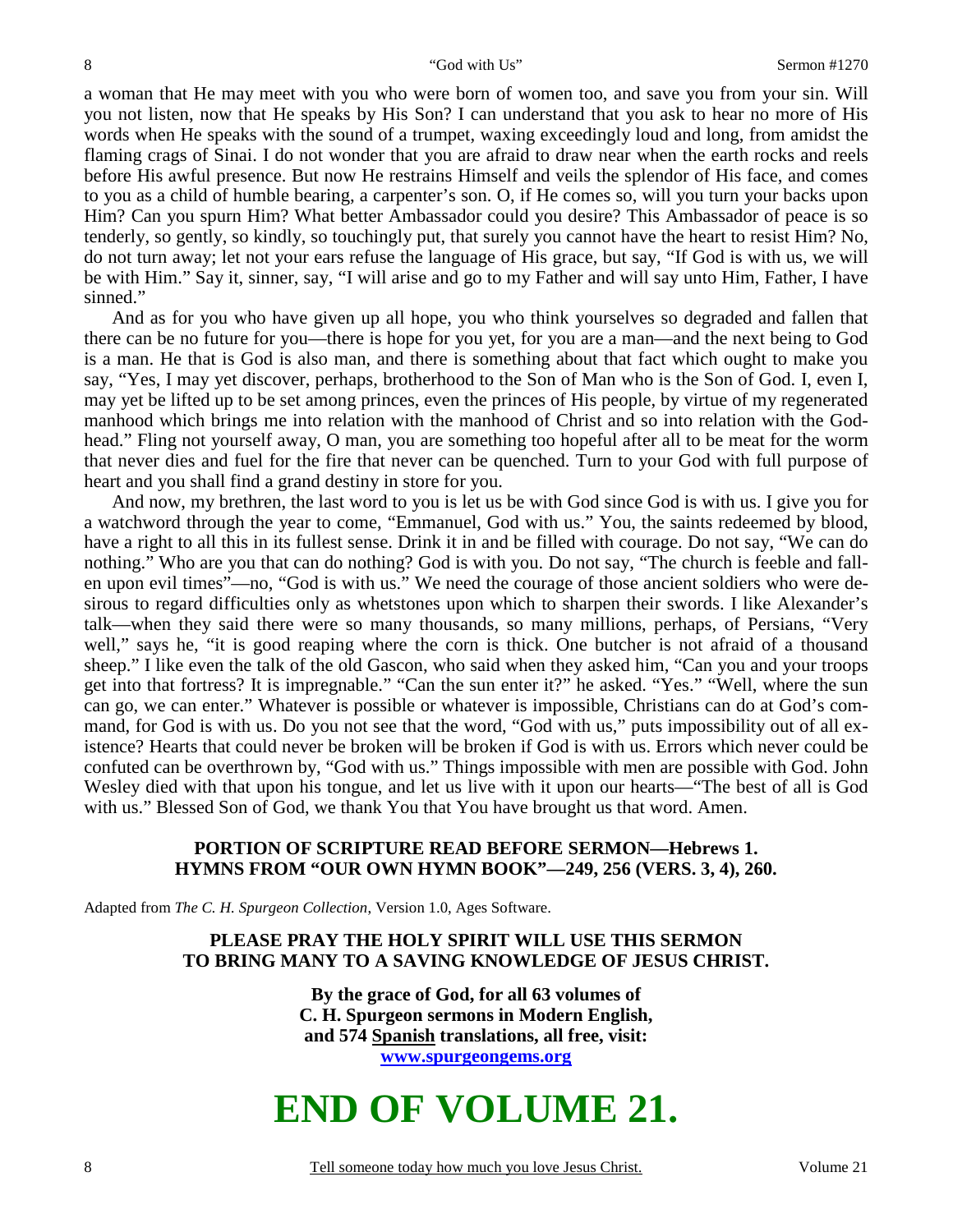a woman that He may meet with you who were born of women too, and save you from your sin. Will you not listen, now that He speaks by His Son? I can understand that you ask to hear no more of His words when He speaks with the sound of a trumpet, waxing exceedingly loud and long, from amidst the flaming crags of Sinai. I do not wonder that you are afraid to draw near when the earth rocks and reels before His awful presence. But now He restrains Himself and veils the splendor of His face, and comes to you as a child of humble bearing, a carpenter's son. O, if He comes so, will you turn your backs upon Him? Can you spurn Him? What better Ambassador could you desire? This Ambassador of peace is so tenderly, so gently, so kindly, so touchingly put, that surely you cannot have the heart to resist Him? No, do not turn away; let not your ears refuse the language of His grace, but say, "If God is with us, we will be with Him." Say it, sinner, say, "I will arise and go to my Father and will say unto Him, Father, I have sinned."

And as for you who have given up all hope, you who think yourselves so degraded and fallen that there can be no future for you—there is hope for you yet, for you are a man—and the next being to God is a man. He that is God is also man, and there is something about that fact which ought to make you say, "Yes, I may yet discover, perhaps, brotherhood to the Son of Man who is the Son of God. I, even I, may yet be lifted up to be set among princes, even the princes of His people, by virtue of my regenerated manhood which brings me into relation with the manhood of Christ and so into relation with the Godhead." Fling not yourself away, O man, you are something too hopeful after all to be meat for the worm that never dies and fuel for the fire that never can be quenched. Turn to your God with full purpose of heart and you shall find a grand destiny in store for you.

And now, my brethren, the last word to you is let us be with God since God is with us. I give you for a watchword through the year to come, "Emmanuel, God with us." You, the saints redeemed by blood, have a right to all this in its fullest sense. Drink it in and be filled with courage. Do not say, "We can do nothing." Who are you that can do nothing? God is with you. Do not say, "The church is feeble and fallen upon evil times"—no, "God is with us." We need the courage of those ancient soldiers who were desirous to regard difficulties only as whetstones upon which to sharpen their swords. I like Alexander's talk—when they said there were so many thousands, so many millions, perhaps, of Persians, "Very well," says he, "it is good reaping where the corn is thick. One butcher is not afraid of a thousand sheep." I like even the talk of the old Gascon, who said when they asked him, "Can you and your troops get into that fortress? It is impregnable." "Can the sun enter it?" he asked. "Yes." "Well, where the sun can go, we can enter." Whatever is possible or whatever is impossible, Christians can do at God's command, for God is with us. Do you not see that the word, "God with us," puts impossibility out of all existence? Hearts that could never be broken will be broken if God is with us. Errors which never could be confuted can be overthrown by, "God with us." Things impossible with men are possible with God. John Wesley died with that upon his tongue, and let us live with it upon our hearts—"The best of all is God with us." Blessed Son of God, we thank You that You have brought us that word. Amen.

**PORTION OF SCRIPTURE READ BEFORE SERMON—Hebrews 1.**
**HYMNS FROM "OUR OWN HYMN BOOK"—249, 256 (VERS. 3, 4), 260.**

Adapted from *The C. H. Spurgeon Collection*, Version 1.0, Ages Software.

**PLEASE PRAY THE HOLY SPIRIT WILL USE THIS SERMON TO BRING MANY TO A SAVING KNOWLEDGE OF JESUS CHRIST.**

**By the grace of God, for all 63 volumes of C. H. Spurgeon sermons in Modern English, and 574 Spanish translations, all free, visit: www.spurgeongems.org**

# END OF VOLUME 21.

Tell someone today how much you love Jesus Christ.